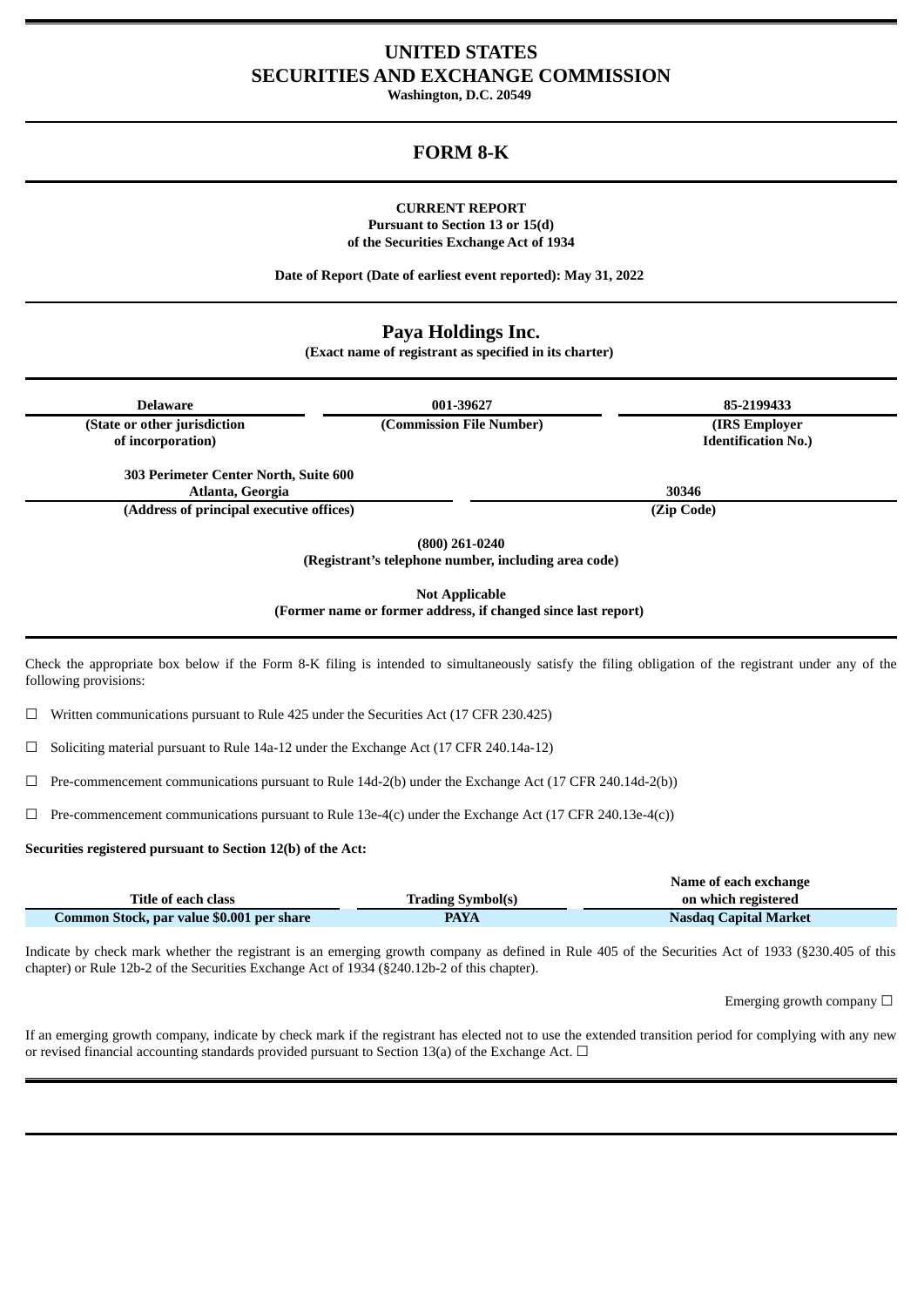# UNITED STATES
# SECURITIES AND EXCHANGE COMMISSION

**Washington, D.C. 20549**

## FORM 8-K

**CURRENT REPORT**
**Pursuant to Section 13 or 15(d)**
**of the Securities Exchange Act of 1934**

**Date of Report (Date of earliest event reported): May 31, 2022**

## Paya Holdings Inc.

**(Exact name of registrant as specified in its charter)**

| Delaware | 001-39627 | 85-2199433 |
|---|---|---|
| (State or other jurisdiction of incorporation) | (Commission File Number) | (IRS Employer Identification No.) |

| 303 Perimeter Center North, Suite 600 Atlanta, Georgia | 30346 |
|---|---|
| (Address of principal executive offices) | (Zip Code) |

**(800) 261-0240**
**(Registrant's telephone number, including area code)**

**Not Applicable**
**(Former name or former address, if changed since last report)**

Check the appropriate box below if the Form 8-K filing is intended to simultaneously satisfy the filing obligation of the registrant under any of the following provisions:

☐ Written communications pursuant to Rule 425 under the Securities Act (17 CFR 230.425)

☐ Soliciting material pursuant to Rule 14a-12 under the Exchange Act (17 CFR 240.14a-12)

☐ Pre-commencement communications pursuant to Rule 14d-2(b) under the Exchange Act (17 CFR 240.14d-2(b))

☐ Pre-commencement communications pursuant to Rule 13e-4(c) under the Exchange Act (17 CFR 240.13e-4(c))

**Securities registered pursuant to Section 12(b) of the Act:**

| Title of each class | Trading Symbol(s) | Name of each exchange on which registered |
|---|---|---|
| Common Stock, par value $0.001 per share | PAYA | Nasdaq Capital Market |

Indicate by check mark whether the registrant is an emerging growth company as defined in Rule 405 of the Securities Act of 1933 (§230.405 of this chapter) or Rule 12b-2 of the Securities Exchange Act of 1934 (§240.12b-2 of this chapter).

Emerging growth company ☐

If an emerging growth company, indicate by check mark if the registrant has elected not to use the extended transition period for complying with any new or revised financial accounting standards provided pursuant to Section 13(a) of the Exchange Act. ☐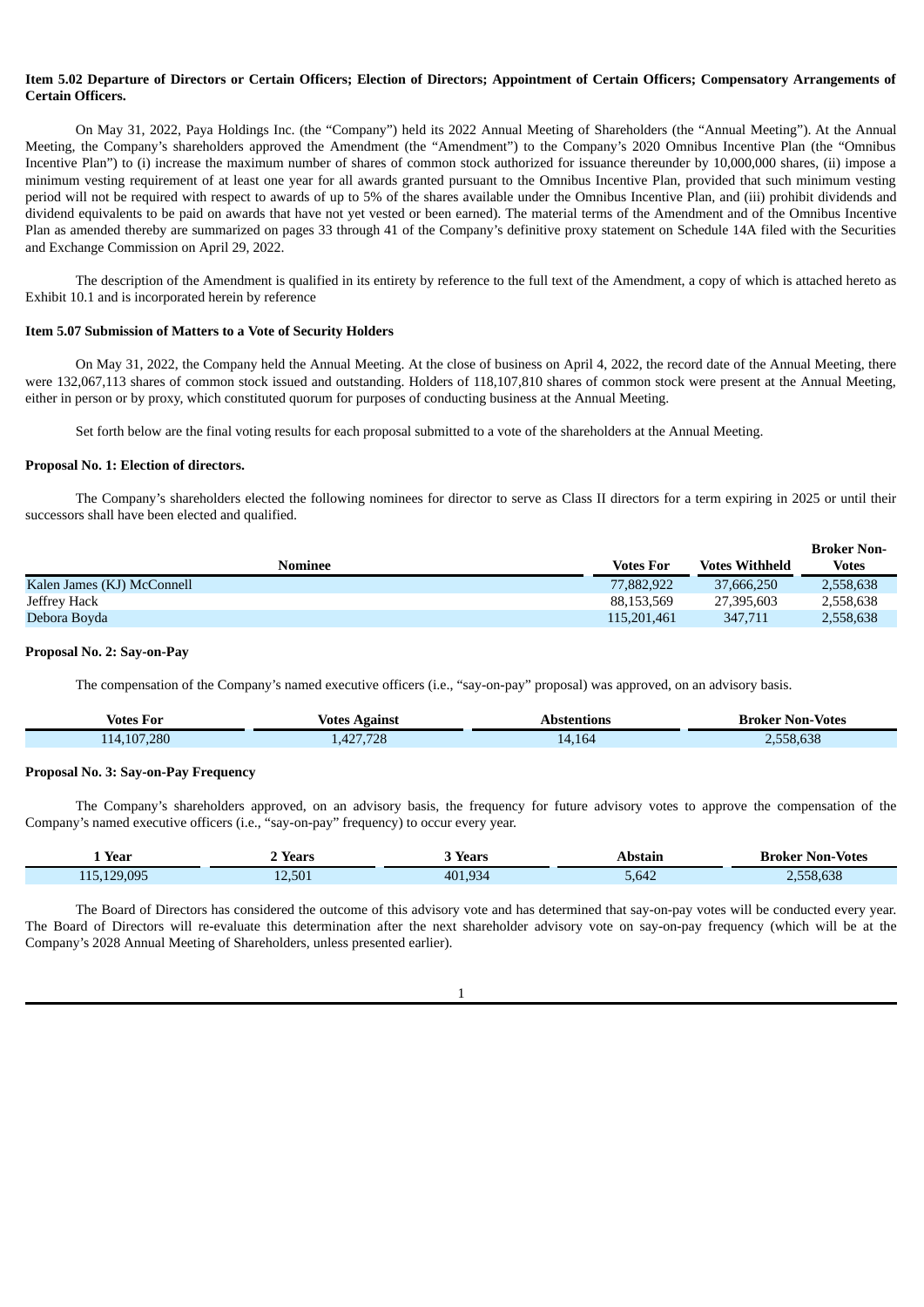**Item 5.02 Departure of Directors or Certain Officers; Election of Directors; Appointment of Certain Officers; Compensatory Arrangements of Certain Officers.**

On May 31, 2022, Paya Holdings Inc. (the "Company") held its 2022 Annual Meeting of Shareholders (the "Annual Meeting"). At the Annual Meeting, the Company's shareholders approved the Amendment (the "Amendment") to the Company's 2020 Omnibus Incentive Plan (the "Omnibus Incentive Plan") to (i) increase the maximum number of shares of common stock authorized for issuance thereunder by 10,000,000 shares, (ii) impose a minimum vesting requirement of at least one year for all awards granted pursuant to the Omnibus Incentive Plan, provided that such minimum vesting period will not be required with respect to awards of up to 5% of the shares available under the Omnibus Incentive Plan, and (iii) prohibit dividends and dividend equivalents to be paid on awards that have not yet vested or been earned). The material terms of the Amendment and of the Omnibus Incentive Plan as amended thereby are summarized on pages 33 through 41 of the Company's definitive proxy statement on Schedule 14A filed with the Securities and Exchange Commission on April 29, 2022.

The description of the Amendment is qualified in its entirety by reference to the full text of the Amendment, a copy of which is attached hereto as Exhibit 10.1 and is incorporated herein by reference

**Item 5.07 Submission of Matters to a Vote of Security Holders**

On May 31, 2022, the Company held the Annual Meeting. At the close of business on April 4, 2022, the record date of the Annual Meeting, there were 132,067,113 shares of common stock issued and outstanding. Holders of 118,107,810 shares of common stock were present at the Annual Meeting, either in person or by proxy, which constituted quorum for purposes of conducting business at the Annual Meeting.

Set forth below are the final voting results for each proposal submitted to a vote of the shareholders at the Annual Meeting.

**Proposal No. 1: Election of directors.**

The Company's shareholders elected the following nominees for director to serve as Class II directors for a term expiring in 2025 or until their successors shall have been elected and qualified.

| Nominee | Votes For | Votes Withheld | Broker Non-Votes |
|---|---|---|---|
| Kalen James (KJ) McConnell | 77,882,922 | 37,666,250 | 2,558,638 |
| Jeffrey Hack | 88,153,569 | 27,395,603 | 2,558,638 |
| Debora Boyda | 115,201,461 | 347,711 | 2,558,638 |

**Proposal No. 2: Say-on-Pay**

The compensation of the Company's named executive officers (i.e., "say-on-pay" proposal) was approved, on an advisory basis.

| Votes For | Votes Against | Abstentions | Broker Non-Votes |
|---|---|---|---|
| 114,107,280 | 1,427,728 | 14,164 | 2,558,638 |

**Proposal No. 3: Say-on-Pay Frequency**

The Company's shareholders approved, on an advisory basis, the frequency for future advisory votes to approve the compensation of the Company's named executive officers (i.e., "say-on-pay" frequency) to occur every year.

| 1 Year | 2 Years | 3 Years | Abstain | Broker Non-Votes |
|---|---|---|---|---|
| 115,129,095 | 12,501 | 401,934 | 5,642 | 2,558,638 |

The Board of Directors has considered the outcome of this advisory vote and has determined that say-on-pay votes will be conducted every year. The Board of Directors will re-evaluate this determination after the next shareholder advisory vote on say-on-pay frequency (which will be at the Company's 2028 Annual Meeting of Shareholders, unless presented earlier).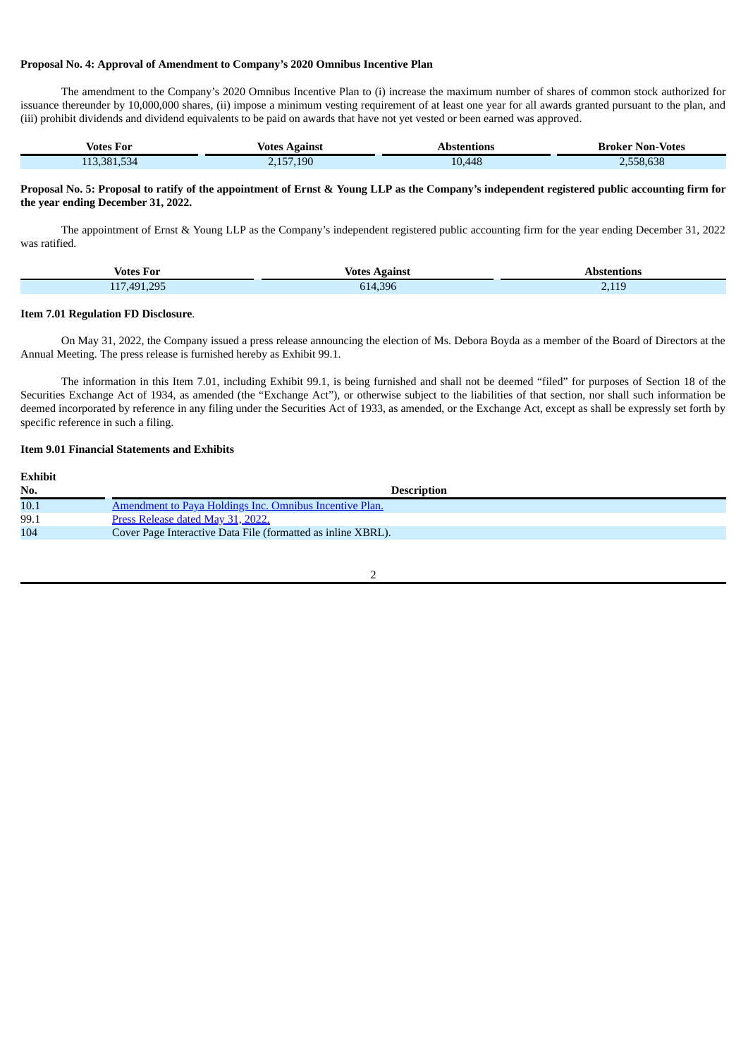**Proposal No. 4: Approval of Amendment to Company's 2020 Omnibus Incentive Plan**

The amendment to the Company's 2020 Omnibus Incentive Plan to (i) increase the maximum number of shares of common stock authorized for issuance thereunder by 10,000,000 shares, (ii) impose a minimum vesting requirement of at least one year for all awards granted pursuant to the plan, and (iii) prohibit dividends and dividend equivalents to be paid on awards that have not yet vested or been earned was approved.

| Votes For | Votes Against | Abstentions | Broker Non-Votes |
|---|---|---|---|
| 113,381,534 | 2,157,190 | 10,448 | 2,558,638 |

**Proposal No. 5: Proposal to ratify of the appointment of Ernst & Young LLP as the Company's independent registered public accounting firm for the year ending December 31, 2022.**

The appointment of Ernst & Young LLP as the Company's independent registered public accounting firm for the year ending December 31, 2022 was ratified.

| Votes For | Votes Against | Abstentions |
|---|---|---|
| 117,491,295 | 614,396 | 2,119 |

**Item 7.01 Regulation FD Disclosure**.

On May 31, 2022, the Company issued a press release announcing the election of Ms. Debora Boyda as a member of the Board of Directors at the Annual Meeting. The press release is furnished hereby as Exhibit 99.1.

The information in this Item 7.01, including Exhibit 99.1, is being furnished and shall not be deemed "filed" for purposes of Section 18 of the Securities Exchange Act of 1934, as amended (the "Exchange Act"), or otherwise subject to the liabilities of that section, nor shall such information be deemed incorporated by reference in any filing under the Securities Act of 1933, as amended, or the Exchange Act, except as shall be expressly set forth by specific reference in such a filing.

**Item 9.01 Financial Statements and Exhibits**

| Exhibit No. | Description |
|---|---|
| 10.1 | Amendment to Paya Holdings Inc. Omnibus Incentive Plan. |
| 99.1 | Press Release dated May 31, 2022. |
| 104 | Cover Page Interactive Data File (formatted as inline XBRL). |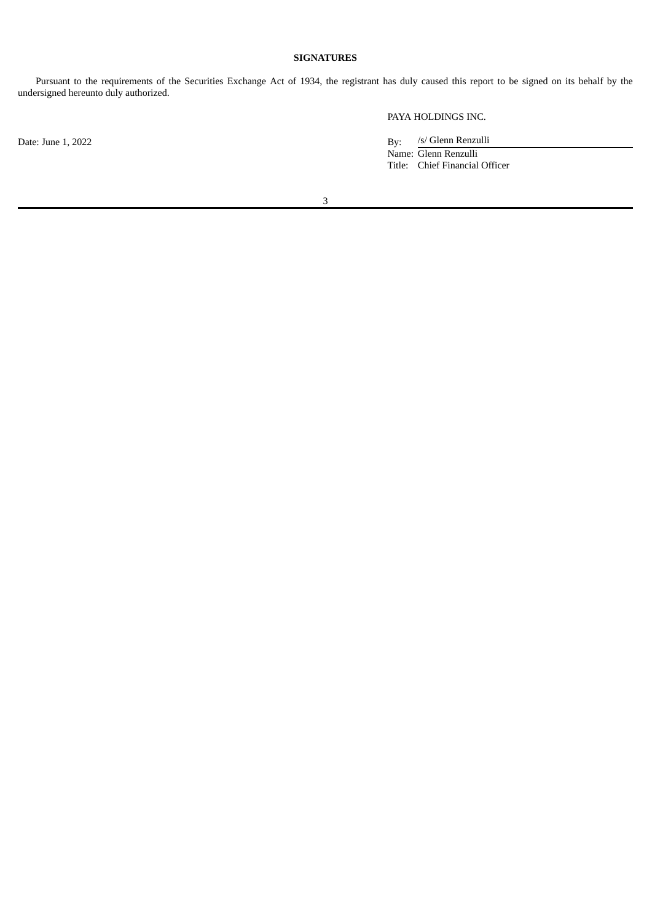**SIGNATURES**

Pursuant to the requirements of the Securities Exchange Act of 1934, the registrant has duly caused this report to be signed on its behalf by the undersigned hereunto duly authorized.

PAYA HOLDINGS INC.

Date: June 1, 2022

By: /s/ Glenn Renzulli
Name: Glenn Renzulli
Title: Chief Financial Officer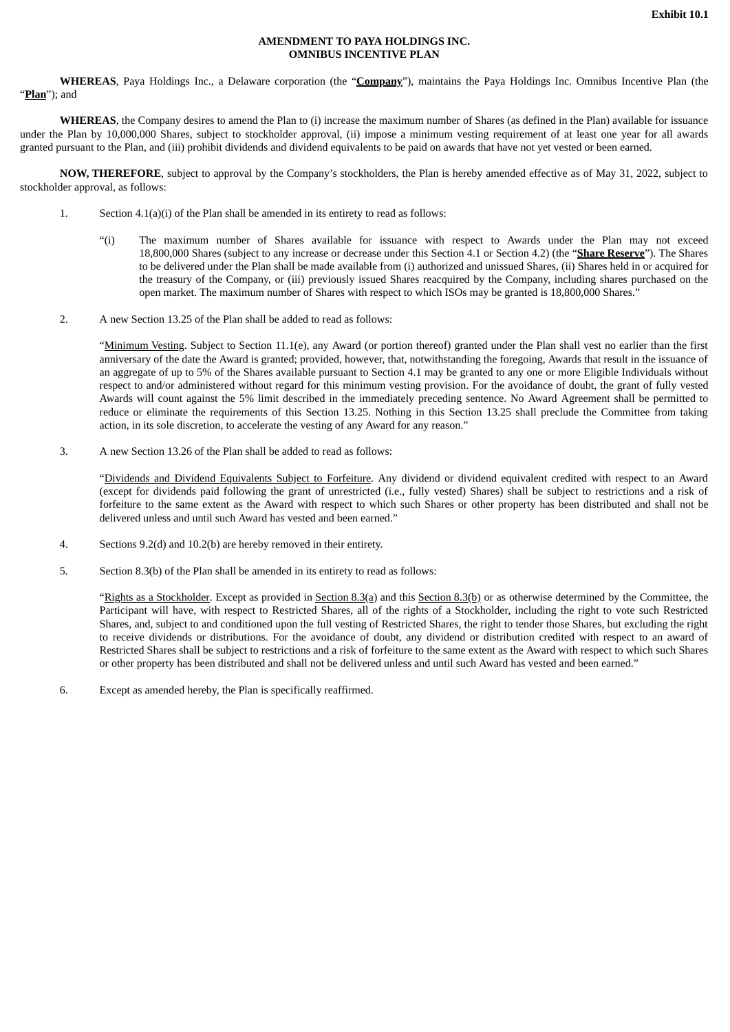**Exhibit 10.1**

# AMENDMENT TO PAYA HOLDINGS INC. OMNIBUS INCENTIVE PLAN

**WHEREAS**, Paya Holdings Inc., a Delaware corporation (the "**Company**"), maintains the Paya Holdings Inc. Omnibus Incentive Plan (the "**Plan**"); and

**WHEREAS**, the Company desires to amend the Plan to (i) increase the maximum number of Shares (as defined in the Plan) available for issuance under the Plan by 10,000,000 Shares, subject to stockholder approval, (ii) impose a minimum vesting requirement of at least one year for all awards granted pursuant to the Plan, and (iii) prohibit dividends and dividend equivalents to be paid on awards that have not yet vested or been earned.

**NOW, THEREFORE**, subject to approval by the Company's stockholders, the Plan is hereby amended effective as of May 31, 2022, subject to stockholder approval, as follows:

1. Section 4.1(a)(i) of the Plan shall be amended in its entirety to read as follows:

   "(i) The maximum number of Shares available for issuance with respect to Awards under the Plan may not exceed 18,800,000 Shares (subject to any increase or decrease under this Section 4.1 or Section 4.2) (the "**Share Reserve**"). The Shares to be delivered under the Plan shall be made available from (i) authorized and unissued Shares, (ii) Shares held in or acquired for the treasury of the Company, or (iii) previously issued Shares reacquired by the Company, including shares purchased on the open market. The maximum number of Shares with respect to which ISOs may be granted is 18,800,000 Shares."

2. A new Section 13.25 of the Plan shall be added to read as follows:

   "Minimum Vesting. Subject to Section 11.1(e), any Award (or portion thereof) granted under the Plan shall vest no earlier than the first anniversary of the date the Award is granted; provided, however, that, notwithstanding the foregoing, Awards that result in the issuance of an aggregate of up to 5% of the Shares available pursuant to Section 4.1 may be granted to any one or more Eligible Individuals without respect to and/or administered without regard for this minimum vesting provision. For the avoidance of doubt, the grant of fully vested Awards will count against the 5% limit described in the immediately preceding sentence. No Award Agreement shall be permitted to reduce or eliminate the requirements of this Section 13.25. Nothing in this Section 13.25 shall preclude the Committee from taking action, in its sole discretion, to accelerate the vesting of any Award for any reason."

3. A new Section 13.26 of the Plan shall be added to read as follows:

   "Dividends and Dividend Equivalents Subject to Forfeiture. Any dividend or dividend equivalent credited with respect to an Award (except for dividends paid following the grant of unrestricted (i.e., fully vested) Shares) shall be subject to restrictions and a risk of forfeiture to the same extent as the Award with respect to which such Shares or other property has been distributed and shall not be delivered unless and until such Award has vested and been earned."

4. Sections 9.2(d) and 10.2(b) are hereby removed in their entirety.

5. Section 8.3(b) of the Plan shall be amended in its entirety to read as follows:

   "Rights as a Stockholder. Except as provided in Section 8.3(a) and this Section 8.3(b) or as otherwise determined by the Committee, the Participant will have, with respect to Restricted Shares, all of the rights of a Stockholder, including the right to vote such Restricted Shares, and, subject to and conditioned upon the full vesting of Restricted Shares, the right to tender those Shares, but excluding the right to receive dividends or distributions. For the avoidance of doubt, any dividend or distribution credited with respect to an award of Restricted Shares shall be subject to restrictions and a risk of forfeiture to the same extent as the Award with respect to which such Shares or other property has been distributed and shall not be delivered unless and until such Award has vested and been earned."

6. Except as amended hereby, the Plan is specifically reaffirmed.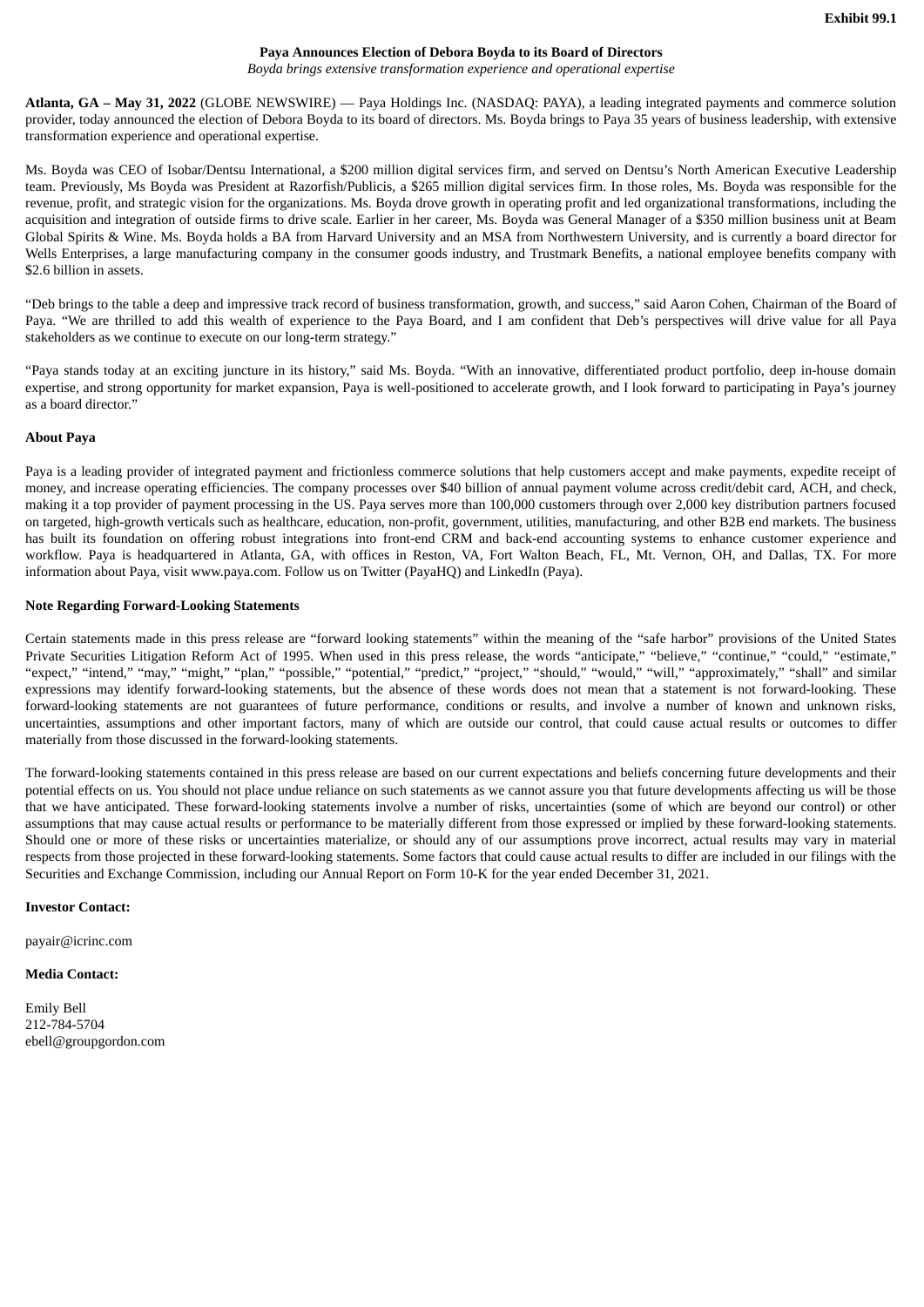**Exhibit 99.1**

**Paya Announces Election of Debora Boyda to its Board of Directors**

*Boyda brings extensive transformation experience and operational expertise*

**Atlanta, GA – May 31, 2022** (GLOBE NEWSWIRE) — Paya Holdings Inc. (NASDAQ: PAYA), a leading integrated payments and commerce solution provider, today announced the election of Debora Boyda to its board of directors. Ms. Boyda brings to Paya 35 years of business leadership, with extensive transformation experience and operational expertise.

Ms. Boyda was CEO of Isobar/Dentsu International, a $200 million digital services firm, and served on Dentsu's North American Executive Leadership team. Previously, Ms Boyda was President at Razorfish/Publicis, a $265 million digital services firm. In those roles, Ms. Boyda was responsible for the revenue, profit, and strategic vision for the organizations. Ms. Boyda drove growth in operating profit and led organizational transformations, including the acquisition and integration of outside firms to drive scale. Earlier in her career, Ms. Boyda was General Manager of a $350 million business unit at Beam Global Spirits & Wine. Ms. Boyda holds a BA from Harvard University and an MSA from Northwestern University, and is currently a board director for Wells Enterprises, a large manufacturing company in the consumer goods industry, and Trustmark Benefits, a national employee benefits company with $2.6 billion in assets.

"Deb brings to the table a deep and impressive track record of business transformation, growth, and success," said Aaron Cohen, Chairman of the Board of Paya. "We are thrilled to add this wealth of experience to the Paya Board, and I am confident that Deb's perspectives will drive value for all Paya stakeholders as we continue to execute on our long-term strategy."

"Paya stands today at an exciting juncture in its history," said Ms. Boyda. "With an innovative, differentiated product portfolio, deep in-house domain expertise, and strong opportunity for market expansion, Paya is well-positioned to accelerate growth, and I look forward to participating in Paya's journey as a board director."

**About Paya**

Paya is a leading provider of integrated payment and frictionless commerce solutions that help customers accept and make payments, expedite receipt of money, and increase operating efficiencies. The company processes over $40 billion of annual payment volume across credit/debit card, ACH, and check, making it a top provider of payment processing in the US. Paya serves more than 100,000 customers through over 2,000 key distribution partners focused on targeted, high-growth verticals such as healthcare, education, non-profit, government, utilities, manufacturing, and other B2B end markets. The business has built its foundation on offering robust integrations into front-end CRM and back-end accounting systems to enhance customer experience and workflow. Paya is headquartered in Atlanta, GA, with offices in Reston, VA, Fort Walton Beach, FL, Mt. Vernon, OH, and Dallas, TX. For more information about Paya, visit www.paya.com. Follow us on Twitter (PayaHQ) and LinkedIn (Paya).

**Note Regarding Forward-Looking Statements**

Certain statements made in this press release are "forward looking statements" within the meaning of the "safe harbor" provisions of the United States Private Securities Litigation Reform Act of 1995. When used in this press release, the words "anticipate," "believe," "continue," "could," "estimate," "expect," "intend," "may," "might," "plan," "possible," "potential," "predict," "project," "should," "would," "will," "approximately," "shall" and similar expressions may identify forward-looking statements, but the absence of these words does not mean that a statement is not forward-looking. These forward-looking statements are not guarantees of future performance, conditions or results, and involve a number of known and unknown risks, uncertainties, assumptions and other important factors, many of which are outside our control, that could cause actual results or outcomes to differ materially from those discussed in the forward-looking statements.

The forward-looking statements contained in this press release are based on our current expectations and beliefs concerning future developments and their potential effects on us. You should not place undue reliance on such statements as we cannot assure you that future developments affecting us will be those that we have anticipated. These forward-looking statements involve a number of risks, uncertainties (some of which are beyond our control) or other assumptions that may cause actual results or performance to be materially different from those expressed or implied by these forward-looking statements. Should one or more of these risks or uncertainties materialize, or should any of our assumptions prove incorrect, actual results may vary in material respects from those projected in these forward-looking statements. Some factors that could cause actual results to differ are included in our filings with the Securities and Exchange Commission, including our Annual Report on Form 10-K for the year ended December 31, 2021.

**Investor Contact:**

payair@icrinc.com

**Media Contact:**

Emily Bell
212-784-5704
ebell@groupgordon.com